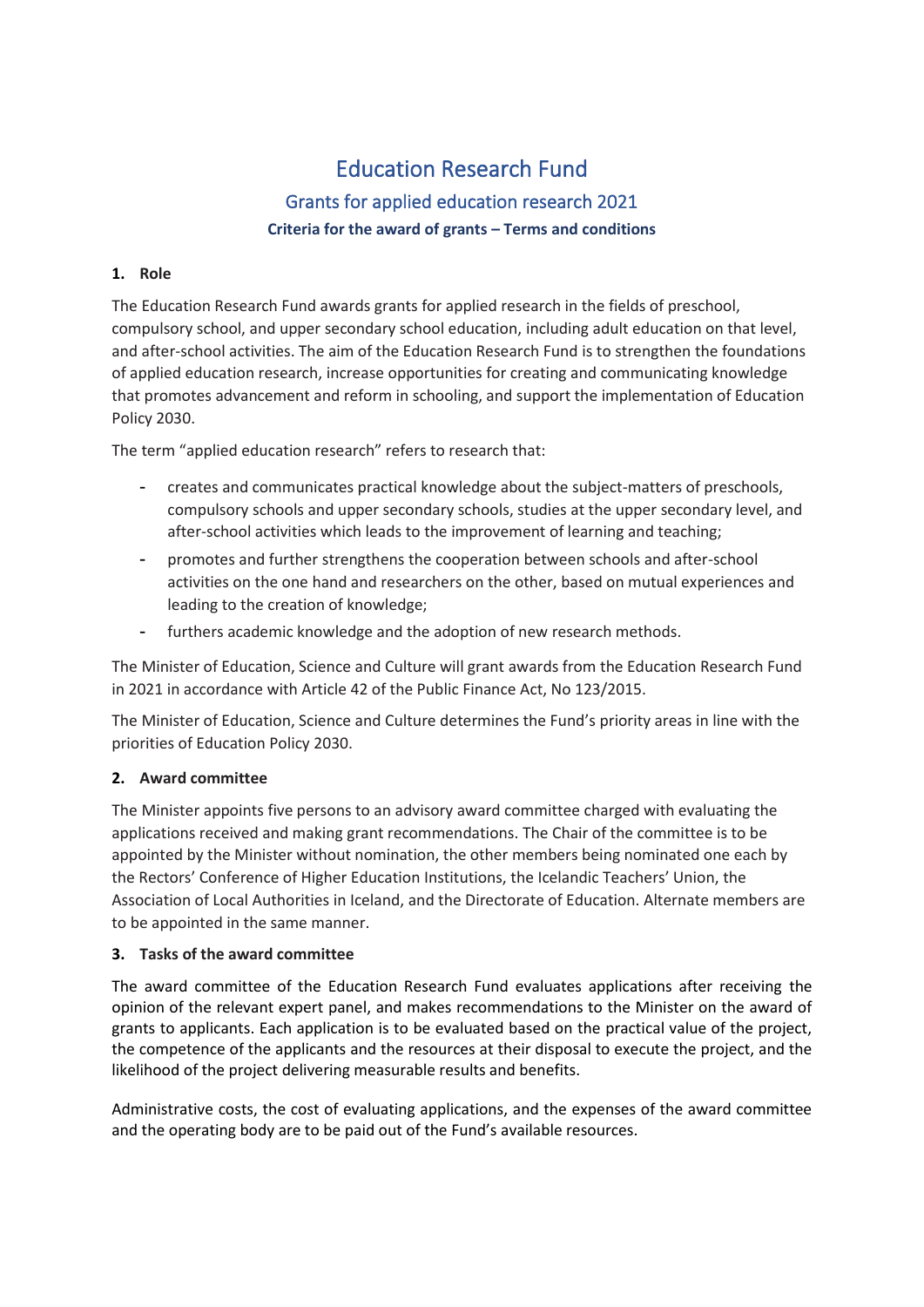# Education Research Fund

## Grants for applied education research 2021

### Criteria for the award of grants – Terms and conditions

**1. Role**

The Education Research Fund awards grants for applied research in the fields of preschool, compulsory school, and upper secondary school education, including adult education on that level, and after-school activities. The aim of the Education Research Fund is to strengthen the foundations of applied education research, increase opportunities for creating and communicating knowledge that promotes advancement and reform in schooling, and support the implementation of Education Policy 2030.

The term "applied education research" refers to research that:

- creates and communicates practical knowledge about the subject-matters of preschools, compulsory schools and upper secondary schools, studies at the upper secondary level, and after-school activities which leads to the improvement of learning and teaching;
- promotes and further strengthens the cooperation between schools and after-school activities on the one hand and researchers on the other, based on mutual experiences and leading to the creation of knowledge;
- furthers academic knowledge and the adoption of new research methods.

The Minister of Education, Science and Culture will grant awards from the Education Research Fund in 2021 in accordance with Article 42 of the Public Finance Act, No 123/2015.

The Minister of Education, Science and Culture determines the Fund's priority areas in line with the priorities of Education Policy 2030.

**2. Award committee**

The Minister appoints five persons to an advisory award committee charged with evaluating the applications received and making grant recommendations. The Chair of the committee is to be appointed by the Minister without nomination, the other members being nominated one each by the Rectors' Conference of Higher Education Institutions, the Icelandic Teachers' Union, the Association of Local Authorities in Iceland, and the Directorate of Education. Alternate members are to be appointed in the same manner.

**3. Tasks of the award committee**

The award committee of the Education Research Fund evaluates applications after receiving the opinion of the relevant expert panel, and makes recommendations to the Minister on the award of grants to applicants. Each application is to be evaluated based on the practical value of the project, the competence of the applicants and the resources at their disposal to execute the project, and the likelihood of the project delivering measurable results and benefits.

Administrative costs, the cost of evaluating applications, and the expenses of the award committee and the operating body are to be paid out of the Fund's available resources.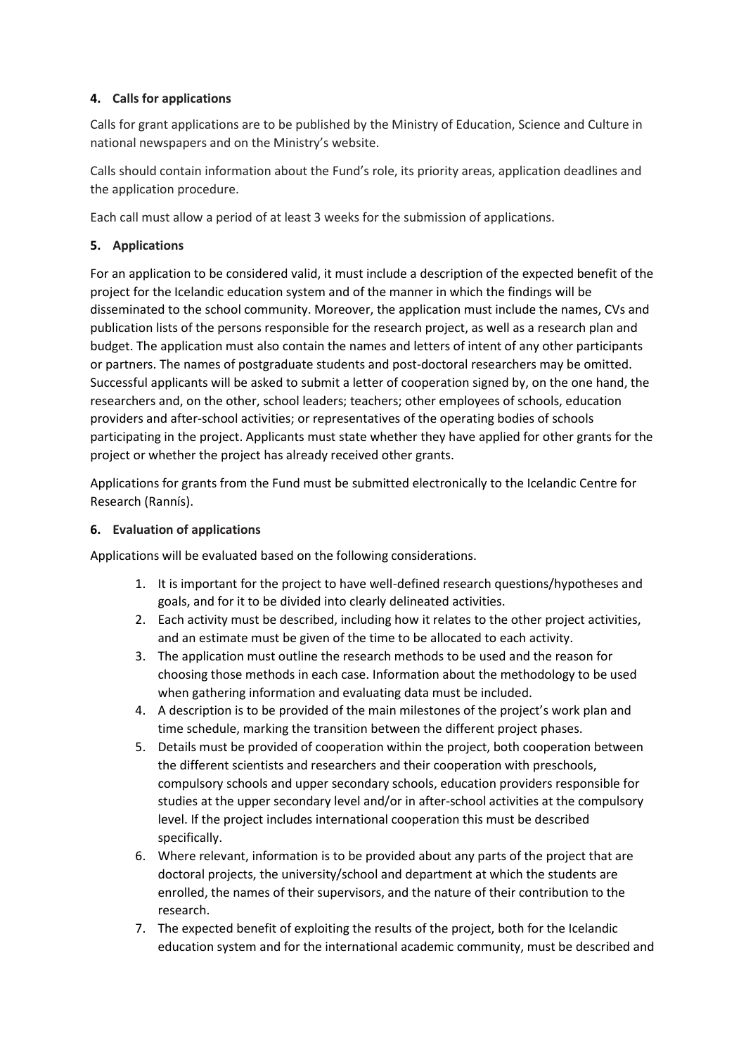### **4. Calls for applications**

Calls for grant applications are to be published by the Ministry of Education, Science and Culture in national newspapers and on the Ministry's website.

Calls should contain information about the Fund's role, its priority areas, application deadlines and the application procedure.

Each call must allow a period of at least 3 weeks for the submission of applications.

### **5. Applications**

For an application to be considered valid, it must include a description of the expected benefit of the project for the Icelandic education system and of the manner in which the findings will be disseminated to the school community. Moreover, the application must include the names, CVs and publication lists of the persons responsible for the research project, as well as a research plan and budget. The application must also contain the names and letters of intent of any other participants or partners. The names of postgraduate students and post-doctoral researchers may be omitted. Successful applicants will be asked to submit a letter of cooperation signed by, on the one hand, the researchers and, on the other, school leaders; teachers; other employees of schools, education providers and after-school activities; or representatives of the operating bodies of schools participating in the project. Applicants must state whether they have applied for other grants for the project or whether the project has already received other grants.

Applications for grants from the Fund must be submitted electronically to the Icelandic Centre for Research (Rannís).

### **6. Evaluation of applications**

Applications will be evaluated based on the following considerations.

1. It is important for the project to have well-defined research questions/hypotheses and goals, and for it to be divided into clearly delineated activities.
2. Each activity must be described, including how it relates to the other project activities, and an estimate must be given of the time to be allocated to each activity.
3. The application must outline the research methods to be used and the reason for choosing those methods in each case. Information about the methodology to be used when gathering information and evaluating data must be included.
4. A description is to be provided of the main milestones of the project's work plan and time schedule, marking the transition between the different project phases.
5. Details must be provided of cooperation within the project, both cooperation between the different scientists and researchers and their cooperation with preschools, compulsory schools and upper secondary schools, education providers responsible for studies at the upper secondary level and/or in after-school activities at the compulsory level. If the project includes international cooperation this must be described specifically.
6. Where relevant, information is to be provided about any parts of the project that are doctoral projects, the university/school and department at which the students are enrolled, the names of their supervisors, and the nature of their contribution to the research.
7. The expected benefit of exploiting the results of the project, both for the Icelandic education system and for the international academic community, must be described and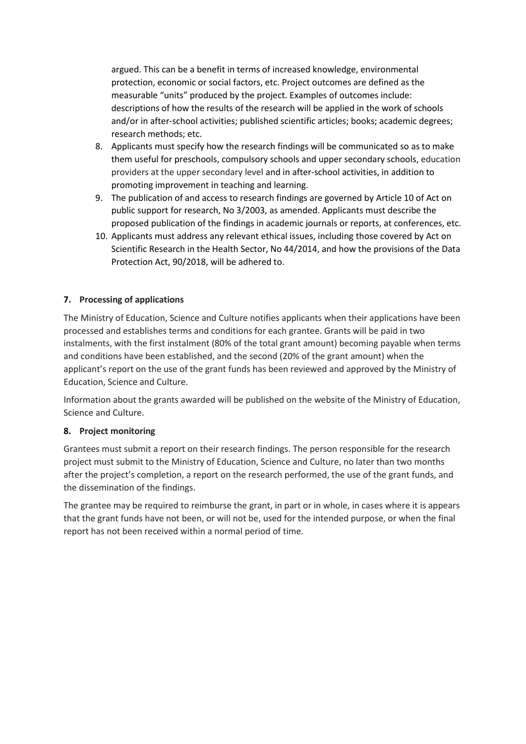argued. This can be a benefit in terms of increased knowledge, environmental protection, economic or social factors, etc. Project outcomes are defined as the measurable "units" produced by the project. Examples of outcomes include: descriptions of how the results of the research will be applied in the work of schools and/or in after-school activities; published scientific articles; books; academic degrees; research methods; etc.

8. Applicants must specify how the research findings will be communicated so as to make them useful for preschools, compulsory schools and upper secondary schools, education providers at the upper secondary level and in after-school activities, in addition to promoting improvement in teaching and learning.
9. The publication of and access to research findings are governed by Article 10 of Act on public support for research, No 3/2003, as amended. Applicants must describe the proposed publication of the findings in academic journals or reports, at conferences, etc.
10. Applicants must address any relevant ethical issues, including those covered by Act on Scientific Research in the Health Sector, No 44/2014, and how the provisions of the Data Protection Act, 90/2018, will be adhered to.

## 7. Processing of applications

The Ministry of Education, Science and Culture notifies applicants when their applications have been processed and establishes terms and conditions for each grantee. Grants will be paid in two instalments, with the first instalment (80% of the total grant amount) becoming payable when terms and conditions have been established, and the second (20% of the grant amount) when the applicant's report on the use of the grant funds has been reviewed and approved by the Ministry of Education, Science and Culture.

Information about the grants awarded will be published on the website of the Ministry of Education, Science and Culture.

## 8. Project monitoring

Grantees must submit a report on their research findings. The person responsible for the research project must submit to the Ministry of Education, Science and Culture, no later than two months after the project's completion, a report on the research performed, the use of the grant funds, and the dissemination of the findings.

The grantee may be required to reimburse the grant, in part or in whole, in cases where it is appears that the grant funds have not been, or will not be, used for the intended purpose, or when the final report has not been received within a normal period of time.